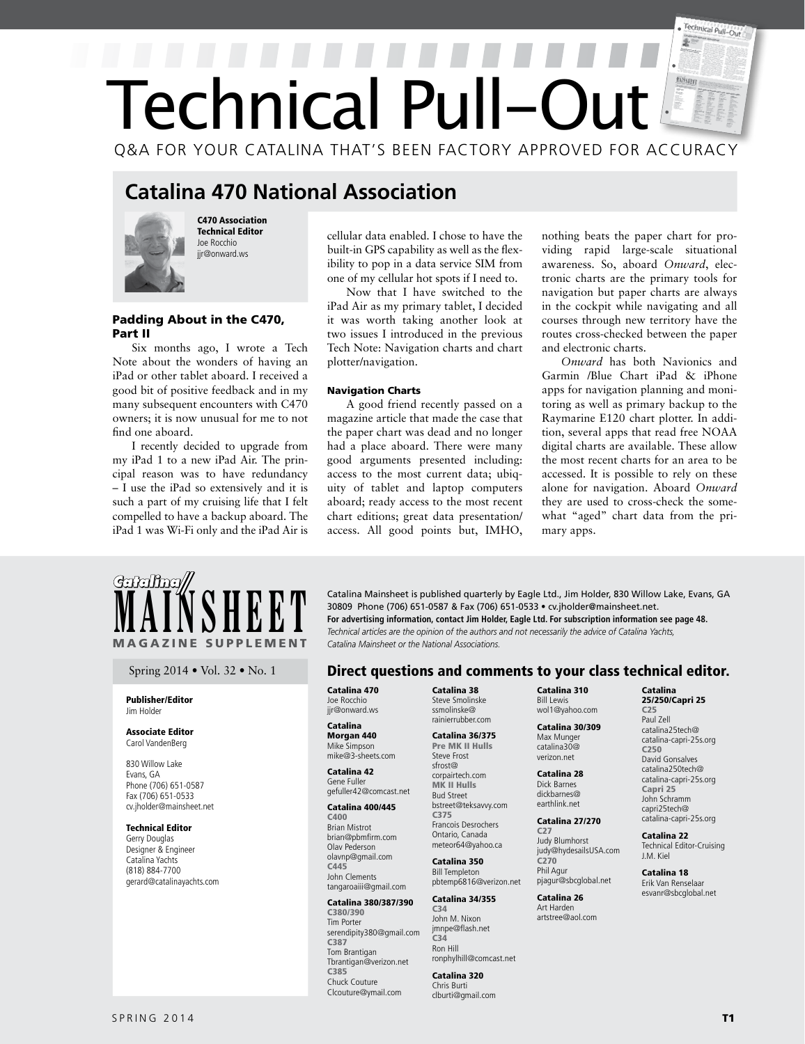# Technical Pull–Out

Q&A FOR YOUR CATALINA THAT'S BEEN FACTORY APPROVED FOR ACCURACY

## Catalina 470 National Association

**C470 Association Technical Editor**
Joe Rocchio
jjr@onward.ws

### Padding About in the C470, Part II

Six months ago, I wrote a Tech Note about the wonders of having an iPad or other tablet aboard. I received a good bit of positive feedback and in my many subsequent encounters with C470 owners; it is now unusual for me to not find one aboard.

I recently decided to upgrade from my iPad 1 to a new iPad Air. The principal reason was to have redundancy – I use the iPad so extensively and it is such a part of my cruising life that I felt compelled to have a backup aboard. The iPad 1 was Wi-Fi only and the iPad Air is cellular data enabled. I chose to have the built-in GPS capability as well as the flexibility to pop in a data service SIM from one of my cellular hot spots if I need to.

Now that I have switched to the iPad Air as my primary tablet, I decided it was worth taking another look at two issues I introduced in the previous Tech Note: Navigation charts and chart plotter/navigation.

### Navigation Charts

A good friend recently passed on a magazine article that made the case that the paper chart was dead and no longer had a place aboard. There were many good arguments presented including: access to the most current data; ubiquity of tablet and laptop computers aboard; ready access to the most recent chart editions; great data presentation/access. All good points but, IMHO, nothing beats the paper chart for providing rapid large-scale situational awareness. So, aboard *Onward*, electronic charts are the primary tools for navigation but paper charts are always in the cockpit while navigating and all courses through new territory have the routes cross-checked between the paper and electronic charts.

*Onward* has both Navionics and Garmin /Blue Chart iPad & iPhone apps for navigation planning and monitoring as well as primary backup to the Raymarine E120 chart plotter. In addition, several apps that read free NOAA digital charts are available. These allow the most recent charts for an area to be accessed. It is possible to rely on these alone for navigation. Aboard *Onward* they are used to cross-check the somewhat "aged" chart data from the primary apps.

---

**Catalina MAINSHEET MAGAZINE SUPPLEMENT**

Spring 2014 • Vol. 32 • No. 1

**Publisher/Editor**
Jim Holder

**Associate Editor**
Carol VandenBerg

830 Willow Lake
Evans, GA
Phone (706) 651-0587
Fax (706) 651-0533
cv.jholder@mainsheet.net

**Technical Editor**
Gerry Douglas
Designer & Engineer
Catalina Yachts
(818) 884-7700
gerard@catalinayachts.com

Catalina Mainsheet is published quarterly by Eagle Ltd., Jim Holder, 830 Willow Lake, Evans, GA 30809 Phone (706) 651-0587 & Fax (706) 651-0533 • cv.jholder@mainsheet.net.
**For advertising information, contact Jim Holder, Eagle Ltd. For subscription information see page 48.**
*Technical articles are the opinion of the authors and not necessarily the advice of Catalina Yachts, Catalina Mainsheet or the National Associations.*

## Direct questions and comments to your class technical editor.

**Catalina 470**
Joe Rocchio
jjr@onward.ws

**Catalina Morgan 440**
Mike Simpson
mike@3-sheets.com

**Catalina 42**
Gene Fuller
gefuller42@comcast.net

**Catalina 400/445**
**C400**
Brian Mistrot
brian@pbmfirm.com
Olav Pederson
olavnp@gmail.com
**C445**
John Clements
tangaroaiii@gmail.com

**Catalina 380/387/390**
**C380/390**
Tim Porter
serendipity380@gmail.com
**C387**
Tom Brantigan
Tbrantigan@verizon.net
**C385**
Chuck Couture
Clcouture@ymail.com

**Catalina 38**
Steve Smolinske
ssmolinske@rainierrubber.com

**Catalina 36/375**
**Pre MK II Hulls**
Steve Frost
sfrost@corpairtech.com
**MK II Hulls**
Bud Street
bstreet@teksavvy.com
**C375**
Francois Desrochers
Ontario, Canada
meteor64@yahoo.ca

**Catalina 350**
Bill Templeton
pbtemp6816@verizon.net

**Catalina 34/355**
**C34**
John M. Nixon
jmnpe@flash.net
**C34**
Ron Hill
ronphylhill@comcast.net

**Catalina 320**
Chris Burti
clburti@gmail.com

**Catalina 310**
Bill Lewis
wol1@yahoo.com

**Catalina 30/309**
Max Munger
catalina30@verizon.net

**Catalina 28**
Dick Barnes
dickbarnes@earthlink.net

**Catalina 27/270**
**C27**
Judy Blumhorst
judy@hydesailsUSA.com
**C270**
Phil Agur
pjagur@sbcglobal.net

**Catalina 26**
Art Harden
artstree@aol.com

**Catalina 25/250/Capri 25**
**C25**
Paul Zell
catalina25tech@catalina-capri-25s.org
**C250**
David Gonsalves
catalina250tech@catalina-capri-25s.org
**Capri 25**
John Schramm
capri25tech@catalina-capri-25s.org

**Catalina 22**
Technical Editor-Cruising
J.M. Kiel

**Catalina 18**
Erik Van Renselaar
esvanr@sbcglobal.net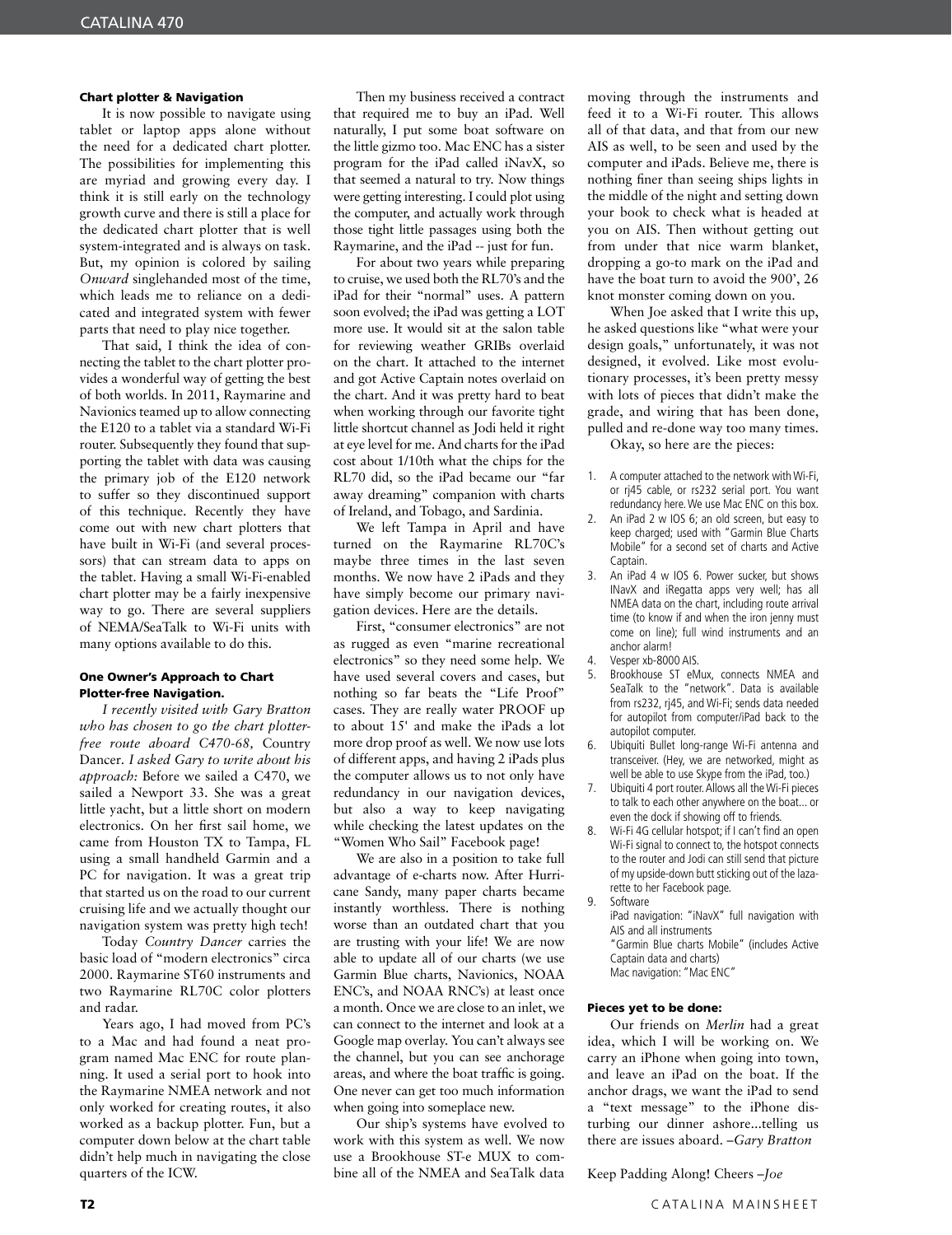### Chart plotter & Navigation

It is now possible to navigate using tablet or laptop apps alone without the need for a dedicated chart plotter. The possibilities for implementing this are myriad and growing every day. I think it is still early on the technology growth curve and there is still a place for the dedicated chart plotter that is well system-integrated and is always on task. But, my opinion is colored by sailing *Onward* singlehanded most of the time, which leads me to reliance on a dedicated and integrated system with fewer parts that need to play nice together.

That said, I think the idea of connecting the tablet to the chart plotter provides a wonderful way of getting the best of both worlds. In 2011, Raymarine and Navionics teamed up to allow connecting the E120 to a tablet via a standard Wi-Fi router. Subsequently they found that supporting the tablet with data was causing the primary job of the E120 network to suffer so they discontinued support of this technique. Recently they have come out with new chart plotters that have built in Wi-Fi (and several processors) that can stream data to apps on the tablet. Having a small Wi-Fi-enabled chart plotter may be a fairly inexpensive way to go. There are several suppliers of NEMA/SeaTalk to Wi-Fi units with many options available to do this.

### One Owner's Approach to Chart Plotter-free Navigation.

*I recently visited with Gary Bratton who has chosen to go the chart plotter-free route aboard C470-68,* Country Dancer. *I asked Gary to write about his approach:* Before we sailed a C470, we sailed a Newport 33. She was a great little yacht, but a little short on modern electronics. On her first sail home, we came from Houston TX to Tampa, FL using a small handheld Garmin and a PC for navigation. It was a great trip that started us on the road to our current cruising life and we actually thought our navigation system was pretty high tech!

Today *Country Dancer* carries the basic load of "modern electronics" circa 2000. Raymarine ST60 instruments and two Raymarine RL70C color plotters and radar.

Years ago, I had moved from PC's to a Mac and had found a neat program named Mac ENC for route planning. It used a serial port to hook into the Raymarine NMEA network and not only worked for creating routes, it also worked as a backup plotter. Fun, but a computer down below at the chart table didn't help much in navigating the close quarters of the ICW.

Then my business received a contract that required me to buy an iPad. Well naturally, I put some boat software on the little gizmo too. Mac ENC has a sister program for the iPad called iNavX, so that seemed a natural to try. Now things were getting interesting. I could plot using the computer, and actually work through those tight little passages using both the Raymarine, and the iPad -- just for fun.

For about two years while preparing to cruise, we used both the RL70's and the iPad for their "normal" uses. A pattern soon evolved; the iPad was getting a LOT more use. It would sit at the salon table for reviewing weather GRIBs overlaid on the chart. It attached to the internet and got Active Captain notes overlaid on the chart. And it was pretty hard to beat when working through our favorite tight little shortcut channel as Jodi held it right at eye level for me. And charts for the iPad cost about 1/10th what the chips for the RL70 did, so the iPad became our "far away dreaming" companion with charts of Ireland, and Tobago, and Sardinia.

We left Tampa in April and have turned on the Raymarine RL70C's maybe three times in the last seven months. We now have 2 iPads and they have simply become our primary navigation devices. Here are the details.

First, "consumer electronics" are not as rugged as even "marine recreational electronics" so they need some help. We have used several covers and cases, but nothing so far beats the "Life Proof" cases. They are really water PROOF up to about 15' and make the iPads a lot more drop proof as well. We now use lots of different apps, and having 2 iPads plus the computer allows us to not only have redundancy in our navigation devices, but also a way to keep navigating while checking the latest updates on the "Women Who Sail" Facebook page!

We are also in a position to take full advantage of e-charts now. After Hurricane Sandy, many paper charts became instantly worthless. There is nothing worse than an outdated chart that you are trusting with your life! We are now able to update all of our charts (we use Garmin Blue charts, Navionics, NOAA ENC's, and NOAA RNC's) at least once a month. Once we are close to an inlet, we can connect to the internet and look at a Google map overlay. You can't always see the channel, but you can see anchorage areas, and where the boat traffic is going. One never can get too much information when going into someplace new.

Our ship's systems have evolved to work with this system as well. We now use a Brookhouse ST-e MUX to combine all of the NMEA and SeaTalk data moving through the instruments and feed it to a Wi-Fi router. This allows all of that data, and that from our new AIS as well, to be seen and used by the computer and iPads. Believe me, there is nothing finer than seeing ships lights in the middle of the night and setting down your book to check what is headed at you on AIS. Then without getting out from under that nice warm blanket, dropping a go-to mark on the iPad and have the boat turn to avoid the 900', 26 knot monster coming down on you.

When Joe asked that I write this up, he asked questions like "what were your design goals," unfortunately, it was not designed, it evolved. Like most evolutionary processes, it's been pretty messy with lots of pieces that didn't make the grade, and wiring that has been done, pulled and re-done way too many times.

Okay, so here are the pieces:

1. A computer attached to the network with Wi-Fi, or rj45 cable, or rs232 serial port. You want redundancy here. We use Mac ENC on this box.
2. An iPad 2 w IOS 6; an old screen, but easy to keep charged; used with "Garmin Blue Charts Mobile" for a second set of charts and Active Captain.
3. An iPad 4 w IOS 6. Power sucker, but shows INavX and iRegatta apps very well; has all NMEA data on the chart, including route arrival time (to know if and when the iron jenny must come on line); full wind instruments and an anchor alarm!
4. Vesper xb-8000 AIS.
5. Brookhouse ST eMux, connects NMEA and SeaTalk to the "network". Data is available from rs232, rj45, and Wi-Fi; sends data needed for autopilot from computer/iPad back to the autopilot computer.
6. Ubiquiti Bullet long-range Wi-Fi antenna and transceiver. (Hey, we are networked, might as well be able to use Skype from the iPad, too.)
7. Ubiquiti 4 port router. Allows all the Wi-Fi pieces to talk to each other anywhere on the boat... or even the dock if showing off to friends.
8. Wi-Fi 4G cellular hotspot; if I can't find an open Wi-Fi signal to connect to, the hotspot connects to the router and Jodi can still send that picture of my upside-down butt sticking out of the lazarette to her Facebook page.
9. Software
   iPad navigation: "iNavX" full navigation with AIS and all instruments
   "Garmin Blue charts Mobile" (includes Active Captain data and charts)
   Mac navigation: "Mac ENC"

### Pieces yet to be done:

Our friends on *Merlin* had a great idea, which I will be working on. We carry an iPhone when going into town, and leave an iPad on the boat. If the anchor drags, we want the iPad to send a "text message" to the iPhone disturbing our dinner ashore...telling us there are issues aboard. *–Gary Bratton*

Keep Padding Along! Cheers *–Joe*